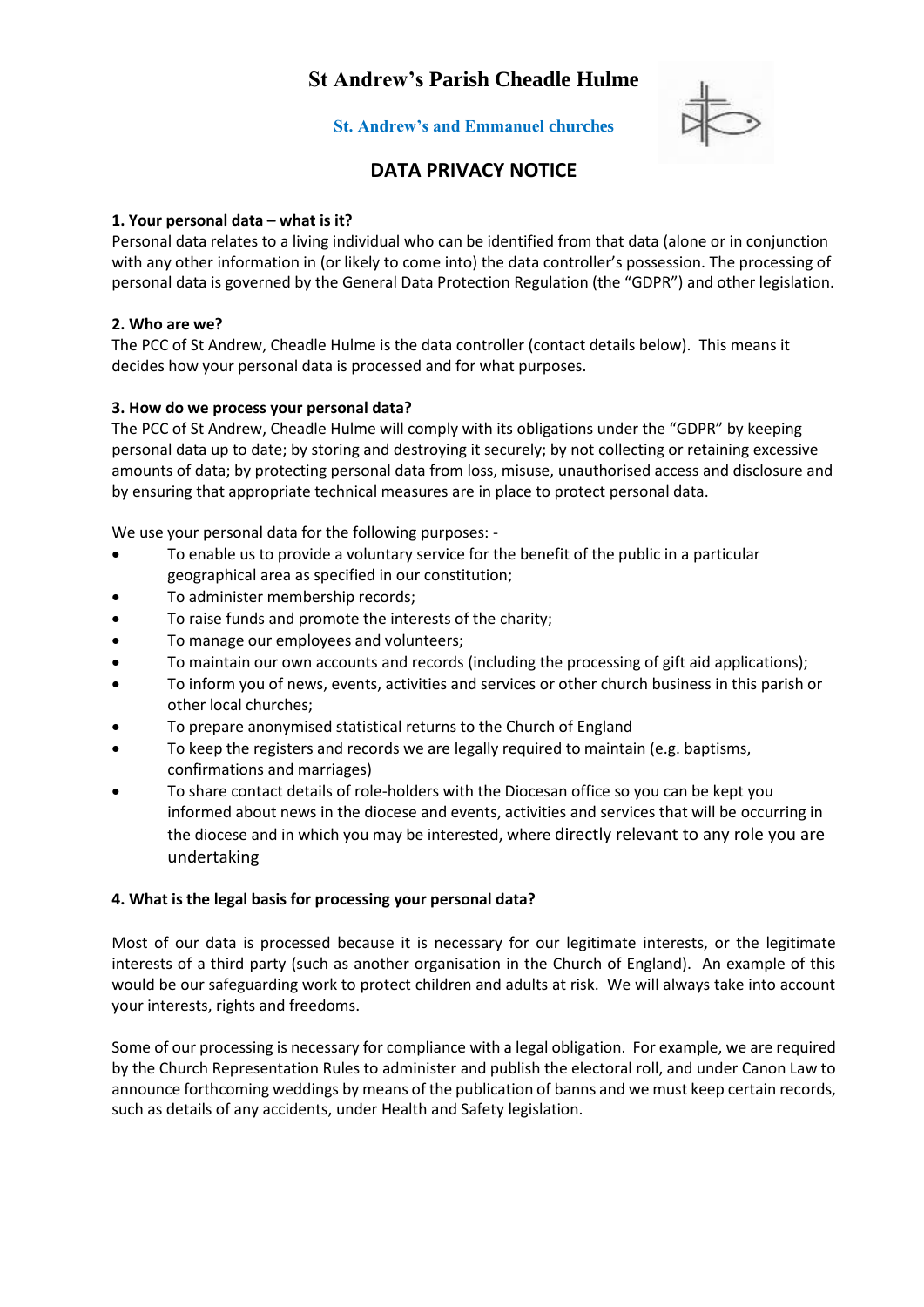# St Andrew's Parish Cheadle Hulme

**St. Andrew's and Emmanuel churches**

## DATA PRIVACY NOTICE

**1. Your personal data – what is it?**

Personal data relates to a living individual who can be identified from that data (alone or in conjunction with any other information in (or likely to come into) the data controller's possession. The processing of personal data is governed by the General Data Protection Regulation (the "GDPR") and other legislation.

**2. Who are we?**

The PCC of St Andrew, Cheadle Hulme is the data controller (contact details below). This means it decides how your personal data is processed and for what purposes.

**3. How do we process your personal data?**

The PCC of St Andrew, Cheadle Hulme will comply with its obligations under the "GDPR" by keeping personal data up to date; by storing and destroying it securely; by not collecting or retaining excessive amounts of data; by protecting personal data from loss, misuse, unauthorised access and disclosure and by ensuring that appropriate technical measures are in place to protect personal data.

We use your personal data for the following purposes: -

- To enable us to provide a voluntary service for the benefit of the public in a particular geographical area as specified in our constitution;
- To administer membership records;
- To raise funds and promote the interests of the charity;
- To manage our employees and volunteers;
- To maintain our own accounts and records (including the processing of gift aid applications);
- To inform you of news, events, activities and services or other church business in this parish or other local churches;
- To prepare anonymised statistical returns to the Church of England
- To keep the registers and records we are legally required to maintain (e.g. baptisms, confirmations and marriages)
- To share contact details of role-holders with the Diocesan office so you can be kept you informed about news in the diocese and events, activities and services that will be occurring in the diocese and in which you may be interested, where directly relevant to any role you are undertaking

**4. What is the legal basis for processing your personal data?**

Most of our data is processed because it is necessary for our legitimate interests, or the legitimate interests of a third party (such as another organisation in the Church of England). An example of this would be our safeguarding work to protect children and adults at risk. We will always take into account your interests, rights and freedoms.

Some of our processing is necessary for compliance with a legal obligation. For example, we are required by the Church Representation Rules to administer and publish the electoral roll, and under Canon Law to announce forthcoming weddings by means of the publication of banns and we must keep certain records, such as details of any accidents, under Health and Safety legislation.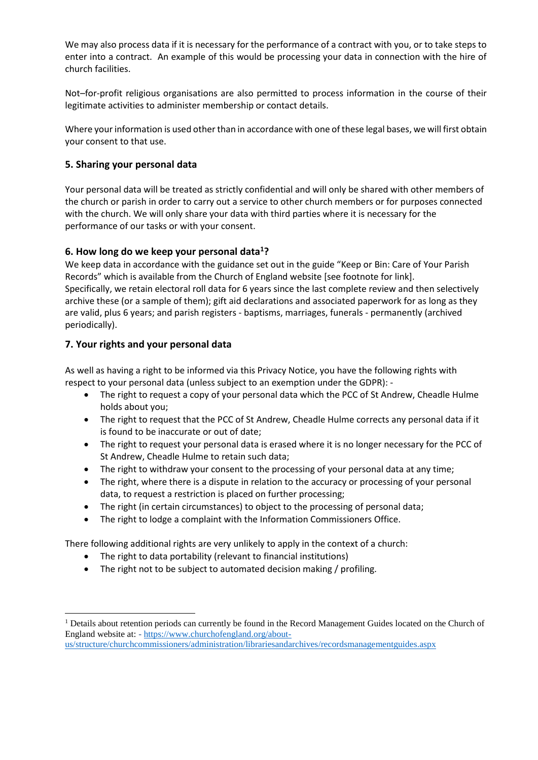We may also process data if it is necessary for the performance of a contract with you, or to take steps to enter into a contract. An example of this would be processing your data in connection with the hire of church facilities.

Not–for-profit religious organisations are also permitted to process information in the course of their legitimate activities to administer membership or contact details.

Where your information is used other than in accordance with one of these legal bases, we will first obtain your consent to that use.

## 5. Sharing your personal data

Your personal data will be treated as strictly confidential and will only be shared with other members of the church or parish in order to carry out a service to other church members or for purposes connected with the church. We will only share your data with third parties where it is necessary for the performance of our tasks or with your consent.

## 6. How long do we keep your personal data[1]?

We keep data in accordance with the guidance set out in the guide "Keep or Bin: Care of Your Parish Records" which is available from the Church of England website [see footnote for link].
Specifically, we retain electoral roll data for 6 years since the last complete review and then selectively archive these (or a sample of them); gift aid declarations and associated paperwork for as long as they are valid, plus 6 years; and parish registers - baptisms, marriages, funerals - permanently (archived periodically).

## 7. Your rights and your personal data

As well as having a right to be informed via this Privacy Notice, you have the following rights with respect to your personal data (unless subject to an exemption under the GDPR): -

- The right to request a copy of your personal data which the PCC of St Andrew, Cheadle Hulme holds about you;
- The right to request that the PCC of St Andrew, Cheadle Hulme corrects any personal data if it is found to be inaccurate or out of date;
- The right to request your personal data is erased where it is no longer necessary for the PCC of St Andrew, Cheadle Hulme to retain such data;
- The right to withdraw your consent to the processing of your personal data at any time;
- The right, where there is a dispute in relation to the accuracy or processing of your personal data, to request a restriction is placed on further processing;
- The right (in certain circumstances) to object to the processing of personal data;
- The right to lodge a complaint with the Information Commissioners Office.

There following additional rights are very unlikely to apply in the context of a church:

- The right to data portability (relevant to financial institutions)
- The right not to be subject to automated decision making / profiling.

[1] Details about retention periods can currently be found in the Record Management Guides located on the Church of England website at: - https://www.churchofengland.org/about-us/structure/churchcommissioners/administration/librariesandarchives/recordsmanagementguides.aspx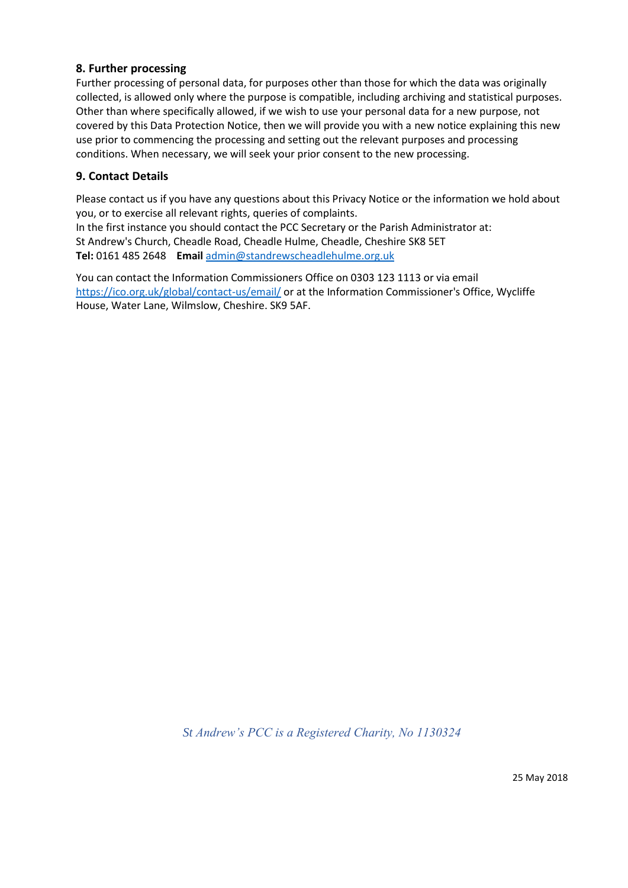## 8. Further processing

Further processing of personal data, for purposes other than those for which the data was originally collected, is allowed only where the purpose is compatible, including archiving and statistical purposes. Other than where specifically allowed, if we wish to use your personal data for a new purpose, not covered by this Data Protection Notice, then we will provide you with a new notice explaining this new use prior to commencing the processing and setting out the relevant purposes and processing conditions. When necessary, we will seek your prior consent to the new processing.

## 9. Contact Details

Please contact us if you have any questions about this Privacy Notice or the information we hold about you, or to exercise all relevant rights, queries of complaints.
In the first instance you should contact the PCC Secretary or the Parish Administrator at:
St Andrew's Church, Cheadle Road, Cheadle Hulme, Cheadle, Cheshire SK8 5ET
**Tel:** 0161 485 2648 **Email** [admin@standrewscheadlehulme.org.uk](mailto:admin@standrewscheadlehulme.org.uk)

You can contact the Information Commissioners Office on 0303 123 1113 or via email [https://ico.org.uk/global/contact-us/email/](https://ico.org.uk/global/contact-us/email/) or at the Information Commissioner's Office, Wycliffe House, Water Lane, Wilmslow, Cheshire. SK9 5AF.

*St Andrew's PCC is a Registered Charity, No 1130324*

25 May 2018